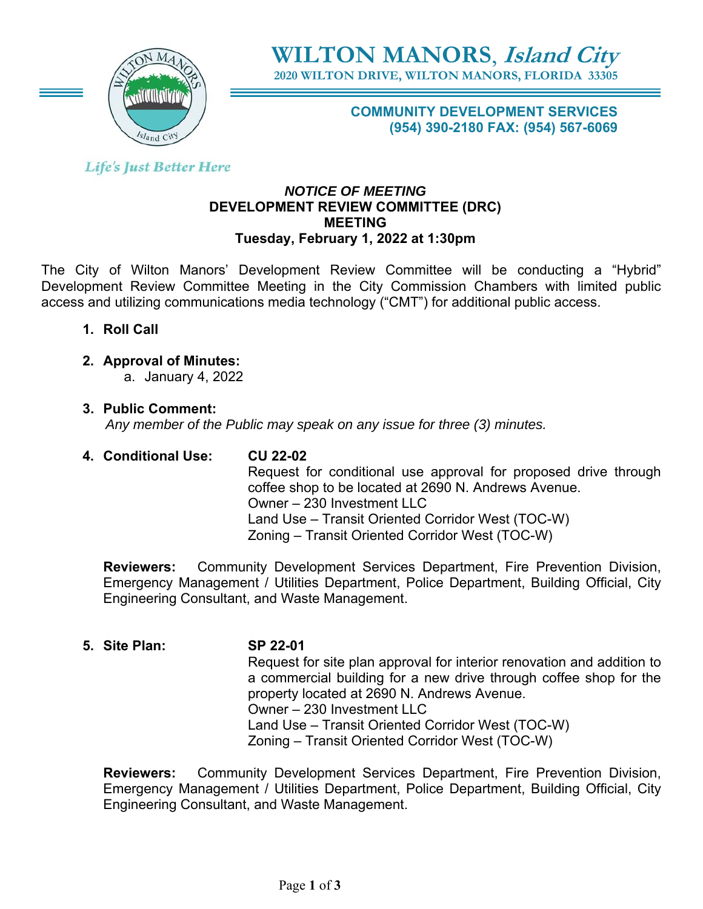# WILTON MANORS, *Island City*

2020 WILTON DRIVE, WILTON MANORS, FLORIDA 33305

**COMMUNITY DEVELOPMENT SERVICES**
**(954) 390-2180 FAX: (954) 567-6069**

*Life's Just Better Here*

***NOTICE OF MEETING***
**DEVELOPMENT REVIEW COMMITTEE (DRC)**
**MEETING**
**Tuesday, February 1, 2022 at 1:30pm**

The City of Wilton Manors' Development Review Committee will be conducting a "Hybrid" Development Review Committee Meeting in the City Commission Chambers with limited public access and utilizing communications media technology ("CMT") for additional public access.

1. **Roll Call**

2. **Approval of Minutes:**
   a. January 4, 2022

3. **Public Comment:**
   *Any member of the Public may speak on any issue for three (3) minutes.*

4. **Conditional Use:** **CU 22-02**
   Request for conditional use approval for proposed drive through coffee shop to be located at 2690 N. Andrews Avenue.
   Owner – 230 Investment LLC
   Land Use – Transit Oriented Corridor West (TOC-W)
   Zoning – Transit Oriented Corridor West (TOC-W)

   **Reviewers:** Community Development Services Department, Fire Prevention Division, Emergency Management / Utilities Department, Police Department, Building Official, City Engineering Consultant, and Waste Management.

5. **Site Plan:** **SP 22-01**
   Request for site plan approval for interior renovation and addition to a commercial building for a new drive through coffee shop for the property located at 2690 N. Andrews Avenue.
   Owner – 230 Investment LLC
   Land Use – Transit Oriented Corridor West (TOC-W)
   Zoning – Transit Oriented Corridor West (TOC-W)

   **Reviewers:** Community Development Services Department, Fire Prevention Division, Emergency Management / Utilities Department, Police Department, Building Official, City Engineering Consultant, and Waste Management.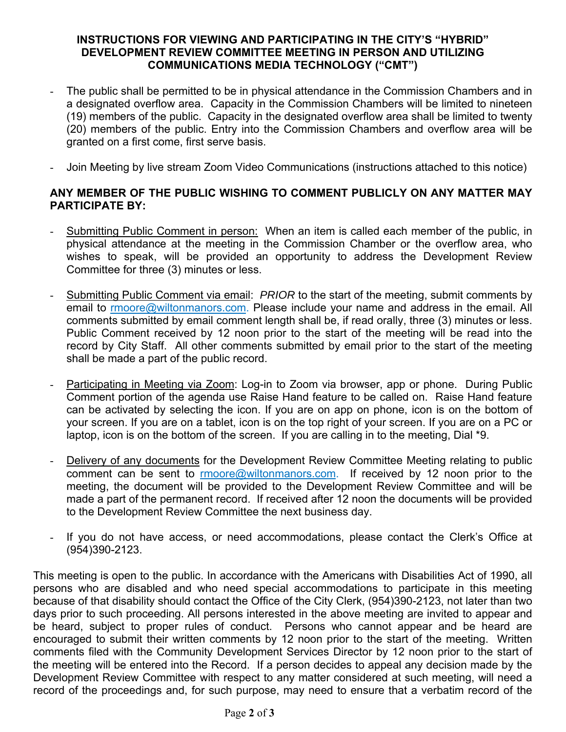**INSTRUCTIONS FOR VIEWING AND PARTICIPATING IN THE CITY'S "HYBRID" DEVELOPMENT REVIEW COMMITTEE MEETING IN PERSON AND UTILIZING COMMUNICATIONS MEDIA TECHNOLOGY ("CMT")**

- The public shall be permitted to be in physical attendance in the Commission Chambers and in a designated overflow area. Capacity in the Commission Chambers will be limited to nineteen (19) members of the public. Capacity in the designated overflow area shall be limited to twenty (20) members of the public. Entry into the Commission Chambers and overflow area will be granted on a first come, first serve basis.

- Join Meeting by live stream Zoom Video Communications (instructions attached to this notice)

**ANY MEMBER OF THE PUBLIC WISHING TO COMMENT PUBLICLY ON ANY MATTER MAY PARTICIPATE BY:**

- Submitting Public Comment in person: When an item is called each member of the public, in physical attendance at the meeting in the Commission Chamber or the overflow area, who wishes to speak, will be provided an opportunity to address the Development Review Committee for three (3) minutes or less.

- Submitting Public Comment via email: *PRIOR* to the start of the meeting, submit comments by email to rmoore@wiltonmanors.com. Please include your name and address in the email. All comments submitted by email comment length shall be, if read orally, three (3) minutes or less. Public Comment received by 12 noon prior to the start of the meeting will be read into the record by City Staff. All other comments submitted by email prior to the start of the meeting shall be made a part of the public record.

- Participating in Meeting via Zoom: Log-in to Zoom via browser, app or phone. During Public Comment portion of the agenda use Raise Hand feature to be called on. Raise Hand feature can be activated by selecting the icon. If you are on app on phone, icon is on the bottom of your screen. If you are on a tablet, icon is on the top right of your screen. If you are on a PC or laptop, icon is on the bottom of the screen. If you are calling in to the meeting, Dial *9.

- Delivery of any documents for the Development Review Committee Meeting relating to public comment can be sent to rmoore@wiltonmanors.com. If received by 12 noon prior to the meeting, the document will be provided to the Development Review Committee and will be made a part of the permanent record. If received after 12 noon the documents will be provided to the Development Review Committee the next business day.

- If you do not have access, or need accommodations, please contact the Clerk's Office at (954)390-2123.

This meeting is open to the public. In accordance with the Americans with Disabilities Act of 1990, all persons who are disabled and who need special accommodations to participate in this meeting because of that disability should contact the Office of the City Clerk, (954)390-2123, not later than two days prior to such proceeding. All persons interested in the above meeting are invited to appear and be heard, subject to proper rules of conduct. Persons who cannot appear and be heard are encouraged to submit their written comments by 12 noon prior to the start of the meeting. Written comments filed with the Community Development Services Director by 12 noon prior to the start of the meeting will be entered into the Record. If a person decides to appeal any decision made by the Development Review Committee with respect to any matter considered at such meeting, will need a record of the proceedings and, for such purpose, may need to ensure that a verbatim record of the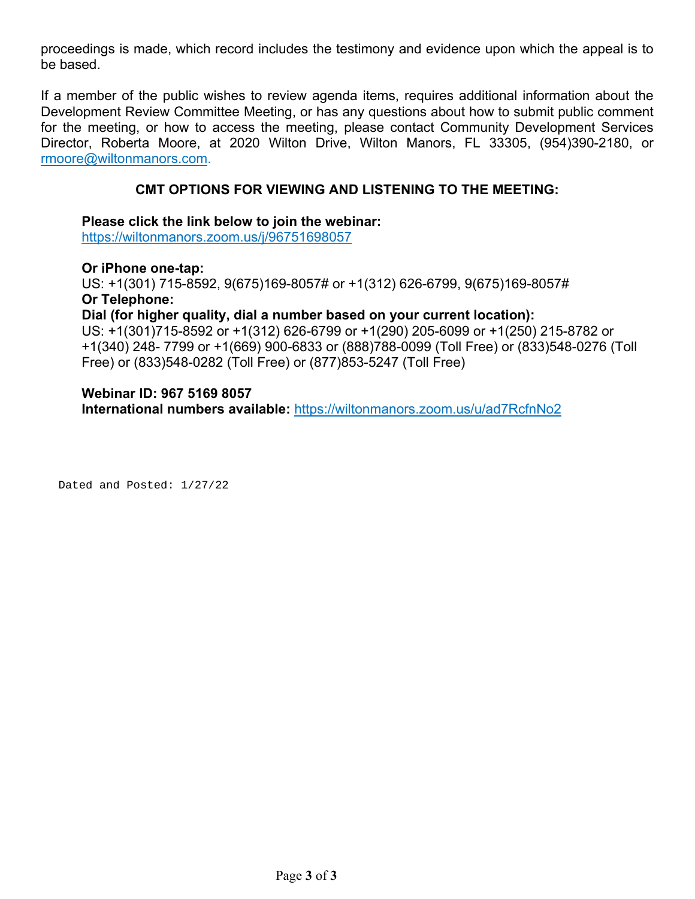proceedings is made, which record includes the testimony and evidence upon which the appeal is to be based.

If a member of the public wishes to review agenda items, requires additional information about the Development Review Committee Meeting, or has any questions about how to submit public comment for the meeting, or how to access the meeting, please contact Community Development Services Director, Roberta Moore, at 2020 Wilton Drive, Wilton Manors, FL 33305, (954)390-2180, or rmoore@wiltonmanors.com.

**CMT OPTIONS FOR VIEWING AND LISTENING TO THE MEETING:**

**Please click the link below to join the webinar:**
https://wiltonmanors.zoom.us/j/96751698057

**Or iPhone one-tap:**
US: +1(301) 715-8592, 9(675)169-8057# or +1(312) 626-6799, 9(675)169-8057#
**Or Telephone:**
**Dial (for higher quality, dial a number based on your current location):**
US: +1(301)715-8592 or +1(312) 626-6799 or +1(290) 205-6099 or +1(250) 215-8782 or +1(340) 248- 7799 or +1(669) 900-6833 or (888)788-0099 (Toll Free) or (833)548-0276 (Toll Free) or (833)548-0282 (Toll Free) or (877)853-5247 (Toll Free)

**Webinar ID: 967 5169 8057**
**International numbers available:** https://wiltonmanors.zoom.us/u/ad7RcfnNo2

Dated and Posted: 1/27/22